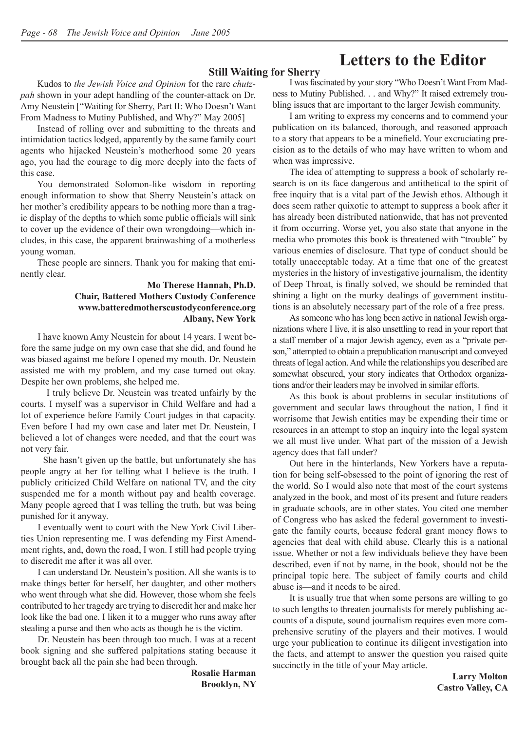# Letters to the Editor

## Still Waiting for Sherry

Kudos to *the Jewish Voice and Opinion* for the rare *chutzpah* shown in your adept handling of the counter-attack on Dr. Amy Neustein ["Waiting for Sherry, Part II: Who Doesn't Want From Madness to Mutiny Published, and Why?" May 2005]

Instead of rolling over and submitting to the threats and intimidation tactics lodged, apparently by the same family court agents who hijacked Neustein's motherhood some 20 years ago, you had the courage to dig more deeply into the facts of this case.

You demonstrated Solomon-like wisdom in reporting enough information to show that Sherry Neustein's attack on her mother's credibility appears to be nothing more than a tragic display of the depths to which some public officials will sink to cover up the evidence of their own wrongdoing—which includes, in this case, the apparent brainwashing of a motherless young woman.

These people are sinners. Thank you for making that eminently clear.

**Mo Therese Hannah, Ph.D.**
**Chair, Battered Mothers Custody Conference**
**www.batteredmotherscustodyconference.org**
**Albany, New York**

I have known Amy Neustein for about 14 years. I went before the same judge on my own case that she did, and found he was biased against me before I opened my mouth. Dr. Neustein assisted me with my problem, and my case turned out okay. Despite her own problems, she helped me.

I truly believe Dr. Neustein was treated unfairly by the courts. I myself was a supervisor in Child Welfare and had a lot of experience before Family Court judges in that capacity. Even before I had my own case and later met Dr. Neustein, I believed a lot of changes were needed, and that the court was not very fair.

She hasn't given up the battle, but unfortunately she has people angry at her for telling what I believe is the truth. I publicly criticized Child Welfare on national TV, and the city suspended me for a month without pay and health coverage. Many people agreed that I was telling the truth, but was being punished for it anyway.

I eventually went to court with the New York Civil Liberties Union representing me. I was defending my First Amendment rights, and, down the road, I won. I still had people trying to discredit me after it was all over.

I can understand Dr. Neustein's position. All she wants is to make things better for herself, her daughter, and other mothers who went through what she did. However, those whom she feels contributed to her tragedy are trying to discredit her and make her look like the bad one. I liken it to a mugger who runs away after stealing a purse and then who acts as though he is the victim.

Dr. Neustein has been through too much. I was at a recent book signing and she suffered palpitations stating because it brought back all the pain she had been through.

**Rosalie Harman**
**Brooklyn, NY**

I was fascinated by your story "Who Doesn't Want From Madness to Mutiny Published. . . and Why?" It raised extremely troubling issues that are important to the larger Jewish community.

I am writing to express my concerns and to commend your publication on its balanced, thorough, and reasoned approach to a story that appears to be a minefield. Your excruciating precision as to the details of who may have written to whom and when was impressive.

The idea of attempting to suppress a book of scholarly research is on its face dangerous and antithetical to the spirit of free inquiry that is a vital part of the Jewish ethos. Although it does seem rather quixotic to attempt to suppress a book after it has already been distributed nationwide, that has not prevented it from occurring. Worse yet, you also state that anyone in the media who promotes this book is threatened with "trouble" by various enemies of disclosure. That type of conduct should be totally unacceptable today. At a time that one of the greatest mysteries in the history of investigative journalism, the identity of Deep Throat, is finally solved, we should be reminded that shining a light on the murky dealings of government institutions is an absolutely necessary part of the role of a free press.

As someone who has long been active in national Jewish organizations where I live, it is also unsettling to read in your report that a staff member of a major Jewish agency, even as a "private person," attempted to obtain a prepublication manuscript and conveyed threats of legal action. And while the relationships you described are somewhat obscured, your story indicates that Orthodox organizations and/or their leaders may be involved in similar efforts.

As this book is about problems in secular institutions of government and secular laws throughout the nation, I find it worrisome that Jewish entities may be expending their time or resources in an attempt to stop an inquiry into the legal system we all must live under. What part of the mission of a Jewish agency does that fall under?

Out here in the hinterlands, New Yorkers have a reputation for being self-obsessed to the point of ignoring the rest of the world. So I would also note that most of the court systems analyzed in the book, and most of its present and future readers in graduate schools, are in other states. You cited one member of Congress who has asked the federal government to investigate the family courts, because federal grant money flows to agencies that deal with child abuse. Clearly this is a national issue. Whether or not a few individuals believe they have been described, even if not by name, in the book, should not be the principal topic here. The subject of family courts and child abuse is—and it needs to be aired.

It is usually true that when some persons are willing to go to such lengths to threaten journalists for merely publishing accounts of a dispute, sound journalism requires even more comprehensive scrutiny of the players and their motives. I would urge your publication to continue its diligent investigation into the facts, and attempt to answer the question you raised quite succinctly in the title of your May article.

**Larry Molton**
**Castro Valley, CA**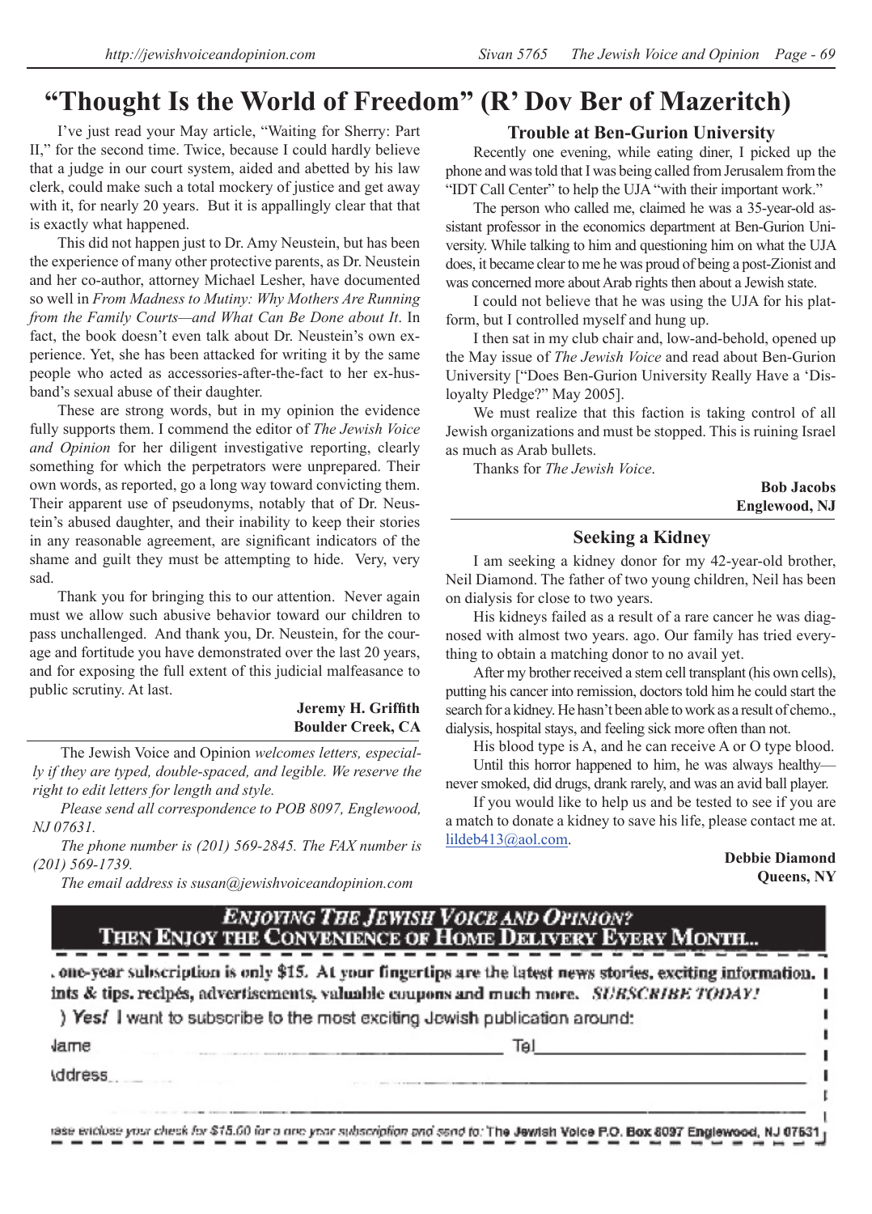# "Thought Is the World of Freedom" (R' Dov Ber of Mazeritch)

I've just read your May article, "Waiting for Sherry: Part II," for the second time. Twice, because I could hardly believe that a judge in our court system, aided and abetted by his law clerk, could make such a total mockery of justice and get away with it, for nearly 20 years. But it is appallingly clear that that is exactly what happened.

This did not happen just to Dr. Amy Neustein, but has been the experience of many other protective parents, as Dr. Neustein and her co-author, attorney Michael Lesher, have documented so well in *From Madness to Mutiny: Why Mothers Are Running from the Family Courts—and What Can Be Done about It*. In fact, the book doesn't even talk about Dr. Neustein's own experience. Yet, she has been attacked for writing it by the same people who acted as accessories-after-the-fact to her ex-husband's sexual abuse of their daughter.

These are strong words, but in my opinion the evidence fully supports them. I commend the editor of *The Jewish Voice and Opinion* for her diligent investigative reporting, clearly something for which the perpetrators were unprepared. Their own words, as reported, go a long way toward convicting them. Their apparent use of pseudonyms, notably that of Dr. Neustein's abused daughter, and their inability to keep their stories in any reasonable agreement, are significant indicators of the shame and guilt they must be attempting to hide. Very, very sad.

Thank you for bringing this to our attention. Never again must we allow such abusive behavior toward our children to pass unchallenged. And thank you, Dr. Neustein, for the courage and fortitude you have demonstrated over the last 20 years, and for exposing the full extent of this judicial malfeasance to public scrutiny. At last.

**Jeremy H. Griffith**
**Boulder Creek, CA**

The Jewish Voice and Opinion *welcomes letters, especially if they are typed, double-spaced, and legible. We reserve the right to edit letters for length and style.*

*Please send all correspondence to POB 8097, Englewood, NJ 07631.*

*The phone number is (201) 569-2845. The FAX number is (201) 569-1739.*

*The email address is susan@jewishvoiceandopinion.com*

## Trouble at Ben-Gurion University

Recently one evening, while eating diner, I picked up the phone and was told that I was being called from Jerusalem from the "IDT Call Center" to help the UJA "with their important work."

The person who called me, claimed he was a 35-year-old assistant professor in the economics department at Ben-Gurion University. While talking to him and questioning him on what the UJA does, it became clear to me he was proud of being a post-Zionist and was concerned more about Arab rights then about a Jewish state.

I could not believe that he was using the UJA for his platform, but I controlled myself and hung up.

I then sat in my club chair and, low-and-behold, opened up the May issue of *The Jewish Voice* and read about Ben-Gurion University ["Does Ben-Gurion University Really Have a 'Disloyalty Pledge?" May 2005].

We must realize that this faction is taking control of all Jewish organizations and must be stopped. This is ruining Israel as much as Arab bullets.

Thanks for *The Jewish Voice*.

**Bob Jacobs**
**Englewood, NJ**

## Seeking a Kidney

I am seeking a kidney donor for my 42-year-old brother, Neil Diamond. The father of two young children, Neil has been on dialysis for close to two years.

His kidneys failed as a result of a rare cancer he was diagnosed with almost two years. ago. Our family has tried everything to obtain a matching donor to no avail yet.

After my brother received a stem cell transplant (his own cells), putting his cancer into remission, doctors told him he could start the search for a kidney. He hasn't been able to work as a result of chemo., dialysis, hospital stays, and feeling sick more often than not.

His blood type is A, and he can receive A or O type blood.

Until this horror happened to him, he was always healthy—never smoked, did drugs, drank rarely, and was an avid ball player.

If you would like to help us and be tested to see if you are a match to donate a kidney to save his life, please contact me at. lildeb413@aol.com.

**Debbie Diamond**
**Queens, NY**

**Enjoying The Jewish Voice and Opinion?**
**Then Enjoy the Convenience of Home Delivery Every Month...**

. one-year subscription is only $15. At your fingertips are the latest news stories, exciting information. ints & tips. recipés, advertisements, valuable coupons and much more. *SUBSCRIBE TODAY!*

) **Yes!** I want to subscribe to the most exciting Jewish publication around:

Jame ______________________ Tel ______________________

Address ______________________________________________

ease enclose your check for $15.00 for a one year subscription and send to: The Jewish Voice P.O. Box 8097 Englewood, NJ 07631